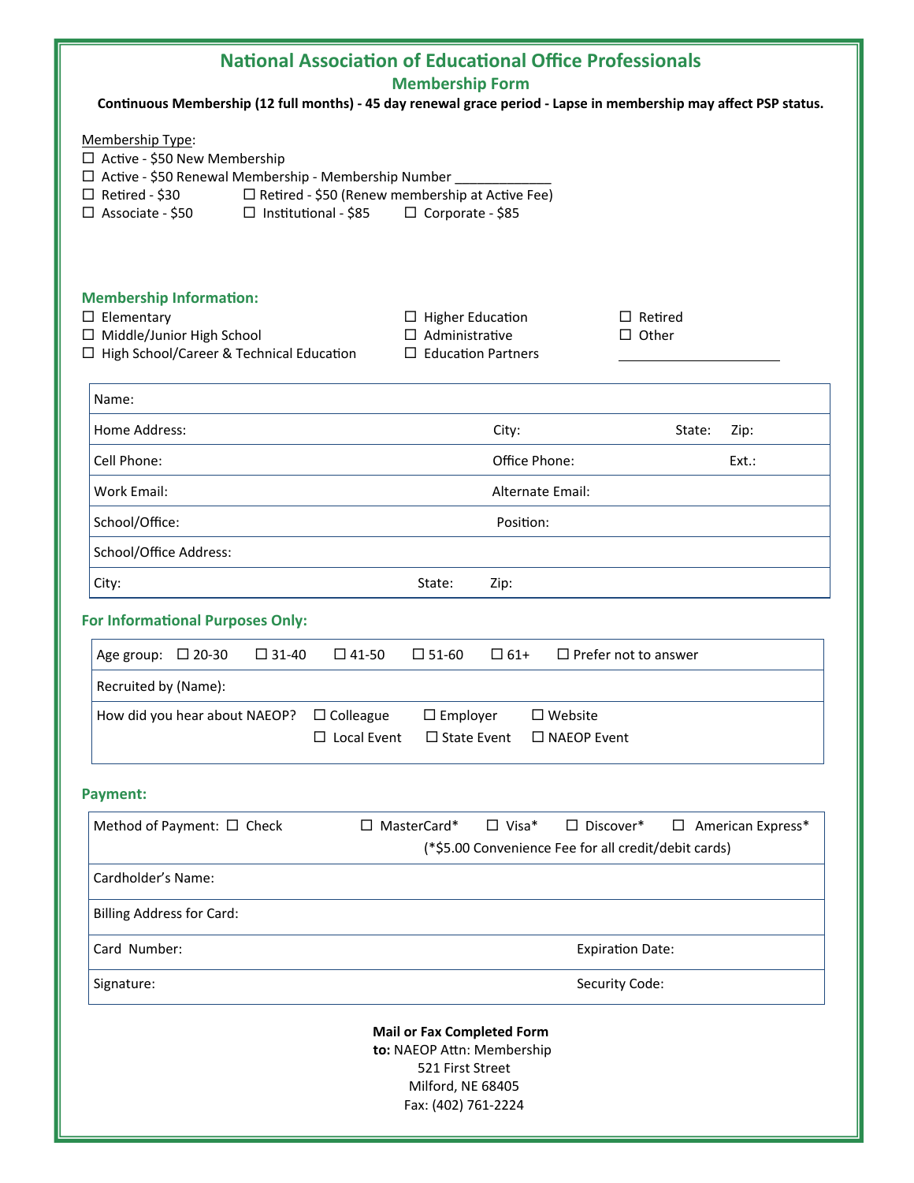# National Association of Educational Office Professionals

## Membership Form

**Continuous Membership (12 full months) - 45 day renewal grace period - Lapse in membership may affect PSP status.**

Membership Type:

- ☐ Active - $50 New Membership
- ☐ Active - $50 Renewal Membership - Membership Number _____________
- ☐ Retired - $30 ☐ Retired - $50 (Renew membership at Active Fee)
- ☐ Associate - $50 ☐ Institutional - $85 ☐ Corporate - $85

### Membership Information:

- ☐ Elementary
- ☐ Middle/Junior High School
- ☐ High School/Career & Technical Education
- ☐ Higher Education
- ☐ Administrative
- ☐ Education Partners
- ☐ Retired
- ☐ Other ______________________

| Name: | | | |
|---|---|---|---|
| Home Address: | City: | State: | Zip: |
| Cell Phone: | Office Phone: | Ext.: | |
| Work Email: | Alternate Email: | | |
| School/Office: | Position: | | |
| School/Office Address: | | | |
| City: | State: | Zip: | |

### For Informational Purposes Only:

| Age group: ☐ 20-30 ☐ 31-40 ☐ 41-50 ☐ 51-60 ☐ 61+ ☐ Prefer not to answer |
|---|
| Recruited by (Name): |
| How did you hear about NAEOP? ☐ Colleague ☐ Employer ☐ Website ☐ Local Event ☐ State Event ☐ NAEOP Event |

### Payment:

| Method of Payment: ☐ Check ☐ MasterCard* ☐ Visa* ☐ Discover* ☐ American Express* (*$5.00 Convenience Fee for all credit/debit cards) | |
|---|---|
| Cardholder's Name: | |
| Billing Address for Card: | |
| Card Number: | Expiration Date: |
| Signature: | Security Code: |

**Mail or Fax Completed Form**
**to:** NAEOP Attn: Membership
521 First Street
Milford, NE 68405
Fax: (402) 761-2224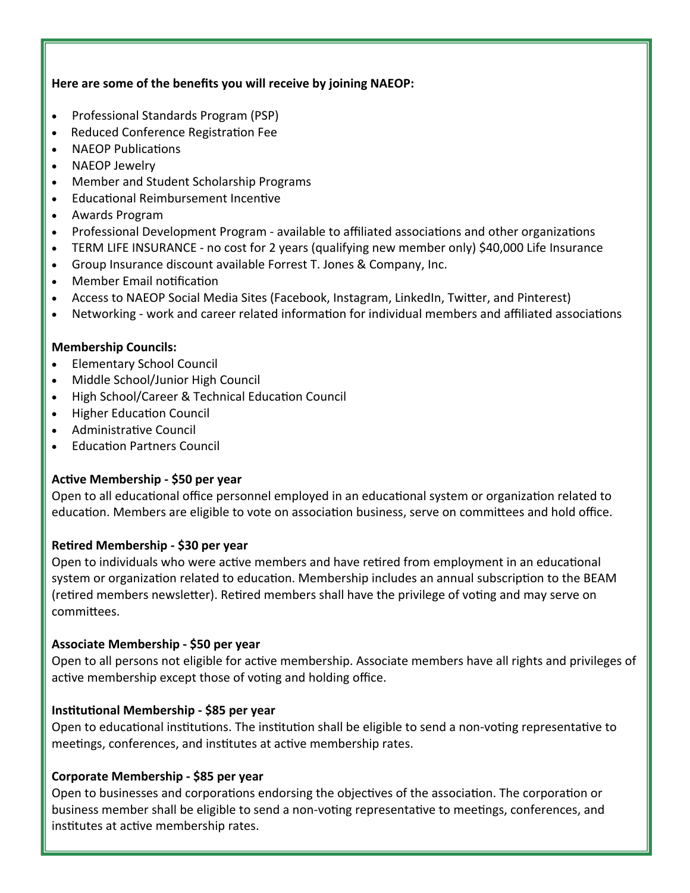**Here are some of the benefits you will receive by joining NAEOP:**

- Professional Standards Program (PSP)
- Reduced Conference Registration Fee
- NAEOP Publications
- NAEOP Jewelry
- Member and Student Scholarship Programs
- Educational Reimbursement Incentive
- Awards Program
- Professional Development Program - available to affiliated associations and other organizations
- TERM LIFE INSURANCE - no cost for 2 years (qualifying new member only) $40,000 Life Insurance
- Group Insurance discount available Forrest T. Jones & Company, Inc.
- Member Email notification
- Access to NAEOP Social Media Sites (Facebook, Instagram, LinkedIn, Twitter, and Pinterest)
- Networking - work and career related information for individual members and affiliated associations

**Membership Councils:**

- Elementary School Council
- Middle School/Junior High Council
- High School/Career & Technical Education Council
- Higher Education Council
- Administrative Council
- Education Partners Council

**Active Membership - $50 per year**

Open to all educational office personnel employed in an educational system or organization related to education. Members are eligible to vote on association business, serve on committees and hold office.

**Retired Membership - $30 per year**

Open to individuals who were active members and have retired from employment in an educational system or organization related to education. Membership includes an annual subscription to the BEAM (retired members newsletter). Retired members shall have the privilege of voting and may serve on committees.

**Associate Membership - $50 per year**

Open to all persons not eligible for active membership. Associate members have all rights and privileges of active membership except those of voting and holding office.

**Institutional Membership - $85 per year**

Open to educational institutions. The institution shall be eligible to send a non-voting representative to meetings, conferences, and institutes at active membership rates.

**Corporate Membership - $85 per year**

Open to businesses and corporations endorsing the objectives of the association. The corporation or business member shall be eligible to send a non-voting representative to meetings, conferences, and institutes at active membership rates.